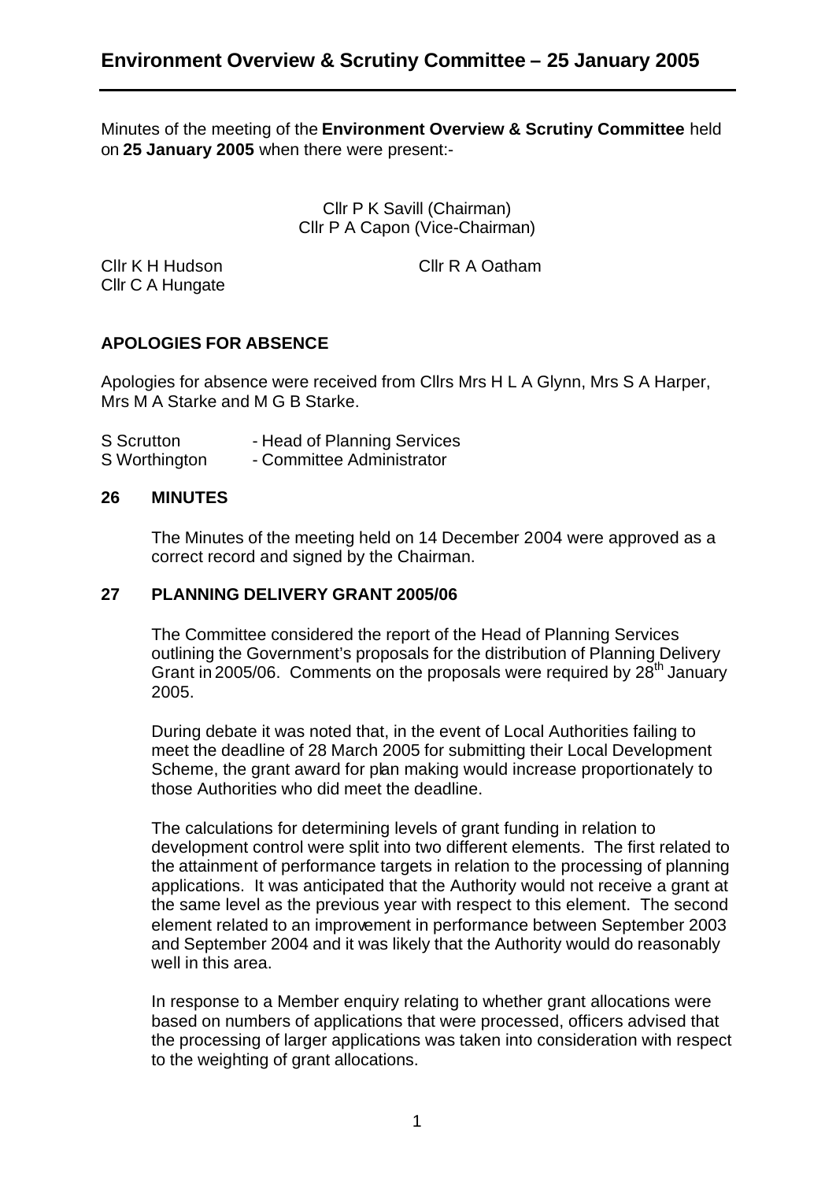# Environment Overview & Scrutiny Committee – 25 January 2005

Minutes of the meeting of the **Environment Overview & Scrutiny Committee** held on **25 January 2005** when there were present:-

Cllr P K Savill (Chairman)
Cllr P A Capon (Vice-Chairman)

Cllr K H Hudson
Cllr C A Hungate
Cllr R A Oatham

## APOLOGIES FOR ABSENCE

Apologies for absence were received from Cllrs Mrs H L A Glynn, Mrs S A Harper, Mrs M A Starke and M G B Starke.

S Scrutton - Head of Planning Services
S Worthington - Committee Administrator

## 26 MINUTES

The Minutes of the meeting held on 14 December 2004 were approved as a correct record and signed by the Chairman.

## 27 PLANNING DELIVERY GRANT 2005/06

The Committee considered the report of the Head of Planning Services outlining the Government's proposals for the distribution of Planning Delivery Grant in 2005/06. Comments on the proposals were required by 28th January 2005.

During debate it was noted that, in the event of Local Authorities failing to meet the deadline of 28 March 2005 for submitting their Local Development Scheme, the grant award for plan making would increase proportionately to those Authorities who did meet the deadline.

The calculations for determining levels of grant funding in relation to development control were split into two different elements. The first related to the attainment of performance targets in relation to the processing of planning applications. It was anticipated that the Authority would not receive a grant at the same level as the previous year with respect to this element. The second element related to an improvement in performance between September 2003 and September 2004 and it was likely that the Authority would do reasonably well in this area.

In response to a Member enquiry relating to whether grant allocations were based on numbers of applications that were processed, officers advised that the processing of larger applications was taken into consideration with respect to the weighting of grant allocations.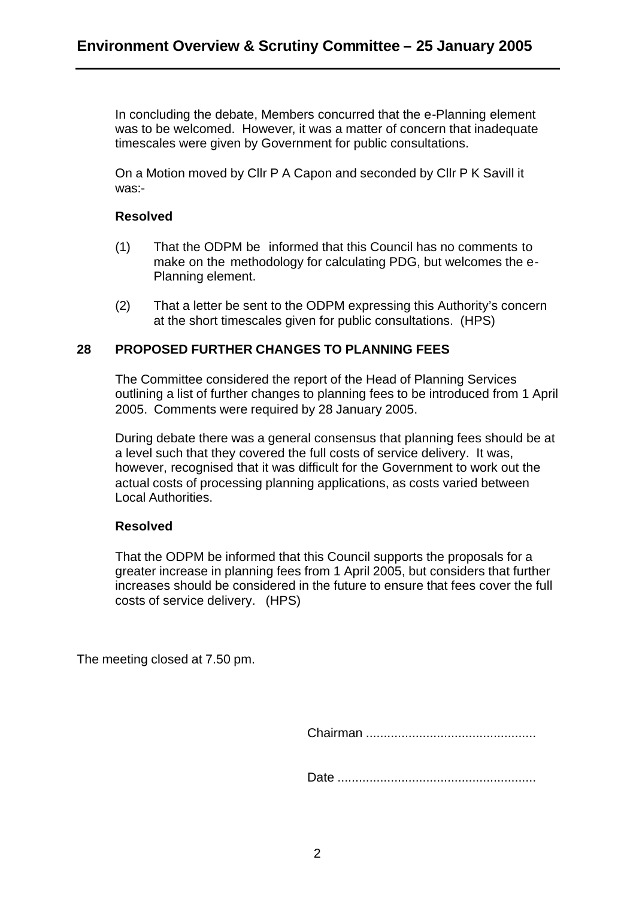In concluding the debate, Members concurred that the e-Planning element was to be welcomed. However, it was a matter of concern that inadequate timescales were given by Government for public consultations.

On a Motion moved by Cllr P A Capon and seconded by Cllr P K Savill it was:-

**Resolved**

(1) That the ODPM be informed that this Council has no comments to make on the methodology for calculating PDG, but welcomes the e-Planning element.

(2) That a letter be sent to the ODPM expressing this Authority's concern at the short timescales given for public consultations. (HPS)

## 28 PROPOSED FURTHER CHANGES TO PLANNING FEES

The Committee considered the report of the Head of Planning Services outlining a list of further changes to planning fees to be introduced from 1 April 2005. Comments were required by 28 January 2005.

During debate there was a general consensus that planning fees should be at a level such that they covered the full costs of service delivery. It was, however, recognised that it was difficult for the Government to work out the actual costs of processing planning applications, as costs varied between Local Authorities.

**Resolved**

That the ODPM be informed that this Council supports the proposals for a greater increase in planning fees from 1 April 2005, but considers that further increases should be considered in the future to ensure that fees cover the full costs of service delivery. (HPS)

The meeting closed at 7.50 pm.

Chairman ...............................................

Date .......................................................